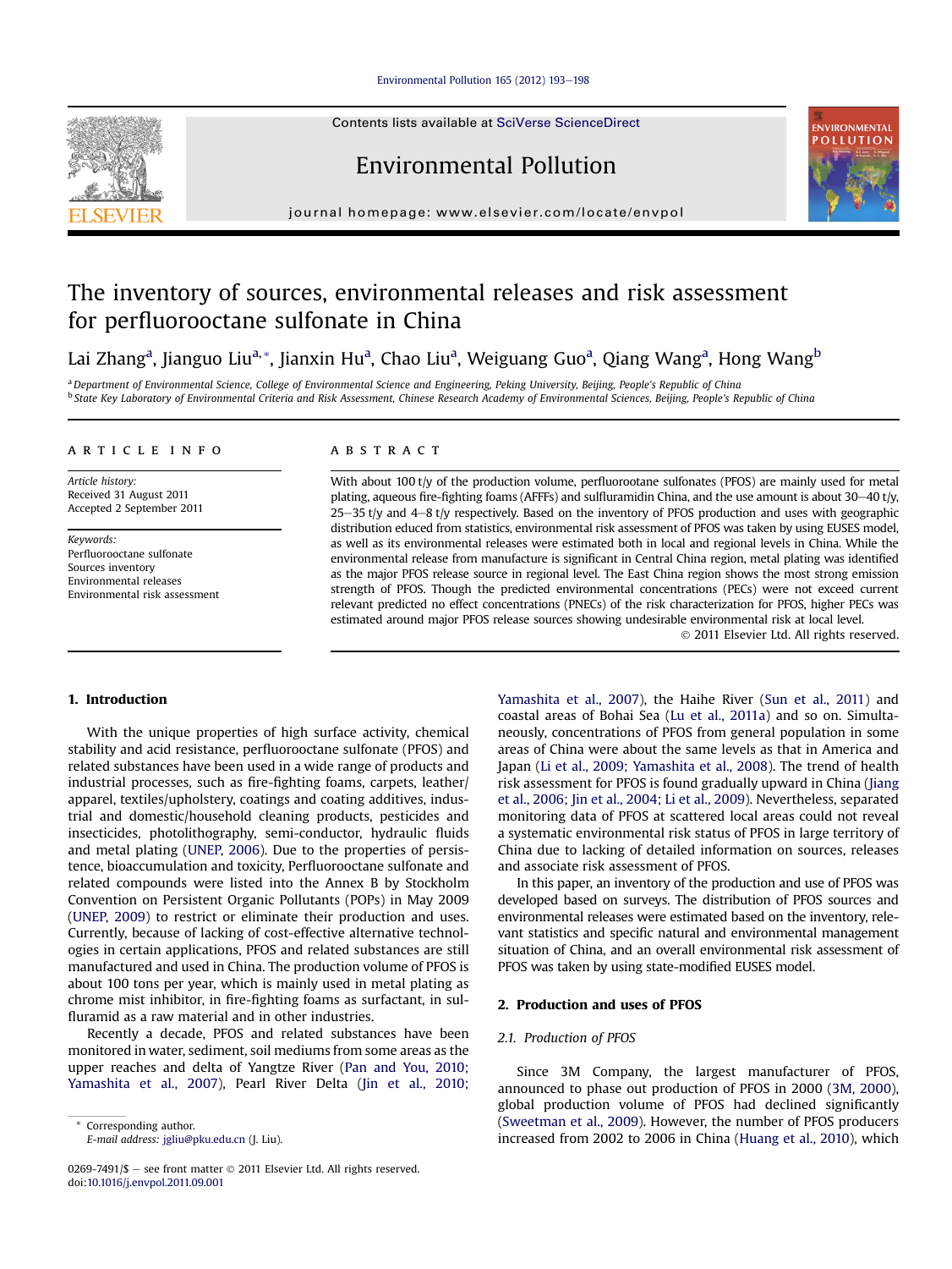# The inventory of sources, environmental releases and risk assessment for perfluorooctane sulfonate in China

Lai Zhang[a], Jianguo Liu[a,*], Jianxin Hu[a], Chao Liu[a], Weiguang Guo[a], Qiang Wang[a], Hong Wang[b]

[a] Department of Environmental Science, College of Environmental Science and Engineering, Peking University, Beijing, People's Republic of China
[b] State Key Laboratory of Environmental Criteria and Risk Assessment, Chinese Research Academy of Environmental Sciences, Beijing, People's Republic of China

**ARTICLE INFO**

*Article history:*
Received 31 August 2011
Accepted 2 September 2011

*Keywords:*
Perfluorooctane sulfonate
Sources inventory
Environmental releases
Environmental risk assessment

**ABSTRACT**

With about 100 t/y of the production volume, perfluorootane sulfonates (PFOS) are mainly used for metal plating, aqueous fire-fighting foams (AFFFs) and sulfluramidin China, and the use amount is about 30–40 t/y, 25–35 t/y and 4–8 t/y respectively. Based on the inventory of PFOS production and uses with geographic distribution educed from statistics, environmental risk assessment of PFOS was taken by using EUSES model, as well as its environmental releases were estimated both in local and regional levels in China. While the environmental release from manufacture is significant in Central China region, metal plating was identified as the major PFOS release source in regional level. The East China region shows the most strong emission strength of PFOS. Though the predicted environmental concentrations (PECs) were not exceed current relevant predicted no effect concentrations (PNECs) of the risk characterization for PFOS, higher PECs was estimated around major PFOS release sources showing undesirable environmental risk at local level.

© 2011 Elsevier Ltd. All rights reserved.

## 1. Introduction

With the unique properties of high surface activity, chemical stability and acid resistance, perfluorooctane sulfonate (PFOS) and related substances have been used in a wide range of products and industrial processes, such as fire-fighting foams, carpets, leather/apparel, textiles/upholstery, coatings and coating additives, industrial and domestic/household cleaning products, pesticides and insecticides, photolithography, semi-conductor, hydraulic fluids and metal plating (UNEP, 2006). Due to the properties of persistence, bioaccumulation and toxicity, Perfluorooctane sulfonate and related compounds were listed into the Annex B by Stockholm Convention on Persistent Organic Pollutants (POPs) in May 2009 (UNEP, 2009) to restrict or eliminate their production and uses. Currently, because of lacking of cost-effective alternative technologies in certain applications, PFOS and related substances are still manufactured and used in China. The production volume of PFOS is about 100 tons per year, which is mainly used in metal plating as chrome mist inhibitor, in fire-fighting foams as surfactant, in sulfuramid as a raw material and in other industries.

Recently a decade, PFOS and related substances have been monitored in water, sediment, soil mediums from some areas as the upper reaches and delta of Yangtze River (Pan and You, 2010; Yamashita et al., 2007), Pearl River Delta (Jin et al., 2010; Yamashita et al., 2007), the Haihe River (Sun et al., 2011) and coastal areas of Bohai Sea (Lu et al., 2011a) and so on. Simultaneously, concentrations of PFOS from general population in some areas of China were about the same levels as that in America and Japan (Li et al., 2009; Yamashita et al., 2008). The trend of health risk assessment for PFOS is found gradually upward in China (Jiang et al., 2006; Jin et al., 2004; Li et al., 2009). Nevertheless, separated monitoring data of PFOS at scattered local areas could not reveal a systematic environmental risk status of PFOS in large territory of China due to lacking of detailed information on sources, releases and associate risk assessment of PFOS.

In this paper, an inventory of the production and use of PFOS was developed based on surveys. The distribution of PFOS sources and environmental releases were estimated based on the inventory, relevant statistics and specific natural and environmental management situation of China, and an overall environmental risk assessment of PFOS was taken by using state-modified EUSES model.

## 2. Production and uses of PFOS

### 2.1. Production of PFOS

Since 3M Company, the largest manufacturer of PFOS, announced to phase out production of PFOS in 2000 (3M, 2000), global production volume of PFOS had declined significantly (Sweetman et al., 2009). However, the number of PFOS producers increased from 2002 to 2006 in China (Huang et al., 2010), which

\* Corresponding author.
E-mail address: jgliu@pku.edu.cn (J. Liu).

0269-7491/$ – see front matter © 2011 Elsevier Ltd. All rights reserved.
doi:10.1016/j.envpol.2011.09.001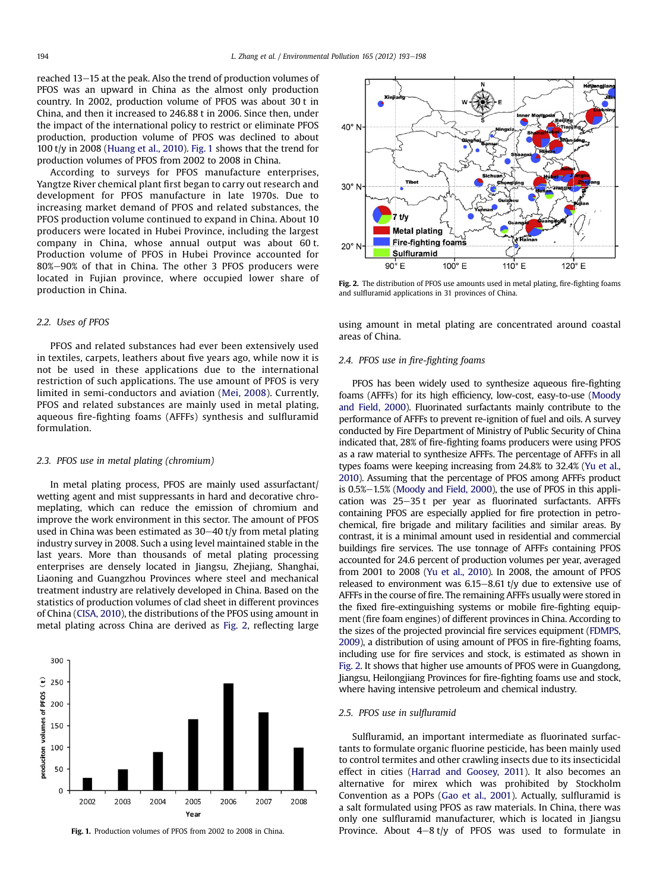reached 13–15 at the peak. Also the trend of production volumes of PFOS was an upward in China as the almost only production country. In 2002, production volume of PFOS was about 30 t in China, and then it increased to 246.88 t in 2006. Since then, under the impact of the international policy to restrict or eliminate PFOS production, production volume of PFOS was declined to about 100 t/y in 2008 (Huang et al., 2010). Fig. 1 shows that the trend for production volumes of PFOS from 2002 to 2008 in China.

According to surveys for PFOS manufacture enterprises, Yangtze River chemical plant first began to carry out research and development for PFOS manufacture in late 1970s. Due to increasing market demand of PFOS and related substances, the PFOS production volume continued to expand in China. About 10 producers were located in Hubei Province, including the largest company in China, whose annual output was about 60 t. Production volume of PFOS in Hubei Province accounted for 80%–90% of that in China. The other 3 PFOS producers were located in Fujian province, where occupied lower share of production in China.

### 2.2. Uses of PFOS

PFOS and related substances had ever been extensively used in textiles, carpets, leathers about five years ago, while now it is not be used in these applications due to the international restriction of such applications. The use amount of PFOS is very limited in semi-conductors and aviation (Mei, 2008). Currently, PFOS and related substances are mainly used in metal plating, aqueous fire-fighting foams (AFFFs) synthesis and sulfluramid formulation.

### 2.3. PFOS use in metal plating (chromium)

In metal plating process, PFOS are mainly used assurfactant/wetting agent and mist suppressants in hard and decorative chromeplating, which can reduce the emission of chromium and improve the work environment in this sector. The amount of PFOS used in China was been estimated as 30–40 t/y from metal plating industry survey in 2008. Such a using level maintained stable in the last years. More than thousands of metal plating processing enterprises are densely located in Jiangsu, Zhejiang, Shanghai, Liaoning and Guangzhou Provinces where steel and mechanical treatment industry are relatively developed in China. Based on the statistics of production volumes of clad sheet in different provinces of China (CISA, 2010), the distributions of the PFOS using amount in metal plating across China are derived as Fig. 2, reflecting large using amount in metal plating are concentrated around coastal areas of China.

Fig. 1. Production volumes of PFOS from 2002 to 2008 in China.

Fig. 2. The distribution of PFOS use amounts used in metal plating, fire-fighting foams and sulfluramid applications in 31 provinces of China.

### 2.4. PFOS use in fire-fighting foams

PFOS has been widely used to synthesize aqueous fire-fighting foams (AFFFs) for its high efficiency, low-cost, easy-to-use (Moody and Field, 2000). Fluorinated surfactants mainly contribute to the performance of AFFFs to prevent re-ignition of fuel and oils. A survey conducted by Fire Department of Ministry of Public Security of China indicated that, 28% of fire-fighting foams producers were using PFOS as a raw material to synthesize AFFFs. The percentage of AFFFs in all types foams were keeping increasing from 24.8% to 32.4% (Yu et al., 2010). Assuming that the percentage of PFOS among AFFFs product is 0.5%–1.5% (Moody and Field, 2000), the use of PFOS in this application was 25–35 t per year as fluorinated surfactants. AFFFs containing PFOS are especially applied for fire protection in petrochemical, fire brigade and military facilities and similar areas. By contrast, it is a minimal amount used in residential and commercial buildings fire services. The use tonnage of AFFFs containing PFOS accounted for 24.6 percent of production volumes per year, averaged from 2001 to 2008 (Yu et al., 2010). In 2008, the amount of PFOS released to environment was 6.15–8.61 t/y due to extensive use of AFFFs in the course of fire. The remaining AFFFs usually were stored in the fixed fire-extinguishing systems or mobile fire-fighting equipment (fire foam engines) of different provinces in China. According to the sizes of the projected provincial fire services equipment (FDMPS, 2009), a distribution of using amount of PFOS in fire-fighting foams, including use for fire services and stock, is estimated as shown in Fig. 2. It shows that higher use amounts of PFOS were in Guangdong, Jiangsu, Heilongjiang Provinces for fire-fighting foams use and stock, where having intensive petroleum and chemical industry.

### 2.5. PFOS use in sulfluramid

Sulfluramid, an important intermediate as fluorinated surfactants to formulate organic fluorine pesticide, has been mainly used to control termites and other crawling insects due to its insecticidal effect in cities (Harrad and Goosey, 2011). It also becomes an alternative for mirex which was prohibited by Stockholm Convention as a POPs (Gao et al., 2001). Actually, sulfluramid is a salt formulated using PFOS as raw materials. In China, there was only one sulfluramid manufacturer, which is located in Jiangsu Province. About 4–8 t/y of PFOS was used to formulate in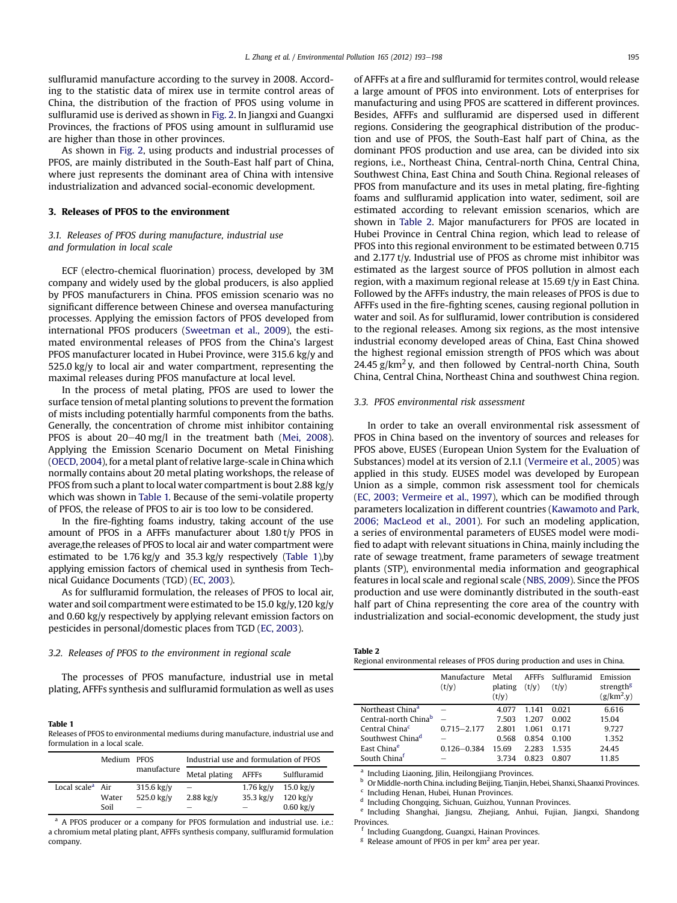sulfluramid manufacture according to the survey in 2008. According to the statistic data of mirex use in termite control areas of China, the distribution of the fraction of PFOS using volume in sulfluramid use is derived as shown in Fig. 2. In Jiangxi and Guangxi Provinces, the fractions of PFOS using amount in sulfluramid use are higher than those in other provinces.

As shown in Fig. 2, using products and industrial processes of PFOS, are mainly distributed in the South-East half part of China, where just represents the dominant area of China with intensive industrialization and advanced social-economic development.

## 3. Releases of PFOS to the environment

### 3.1. Releases of PFOS during manufacture, industrial use and formulation in local scale

ECF (electro-chemical fluorination) process, developed by 3M company and widely used by the global producers, is also applied by PFOS manufacturers in China. PFOS emission scenario was no significant difference between Chinese and oversea manufacturing processes. Applying the emission factors of PFOS developed from international PFOS producers (Sweetman et al., 2009), the estimated environmental releases of PFOS from the China's largest PFOS manufacturer located in Hubei Province, were 315.6 kg/y and 525.0 kg/y to local air and water compartment, representing the maximal releases during PFOS manufacture at local level.

In the process of metal plating, PFOS are used to lower the surface tension of metal planting solutions to prevent the formation of mists including potentially harmful components from the baths. Generally, the concentration of chrome mist inhibitor containing PFOS is about 20–40 mg/l in the treatment bath (Mei, 2008). Applying the Emission Scenario Document on Metal Finishing (OECD, 2004), for a metal plant of relative large-scale in China which normally contains about 20 metal plating workshops, the release of PFOS from such a plant to local water compartment is bout 2.88 kg/y which was shown in Table 1. Because of the semi-volatile property of PFOS, the release of PFOS to air is too low to be considered.

In the fire-fighting foams industry, taking account of the use amount of PFOS in a AFFFs manufacturer about 1.80 t/y PFOS in average,the releases of PFOS to local air and water compartment were estimated to be 1.76 kg/y and 35.3 kg/y respectively (Table 1),by applying emission factors of chemical used in synthesis from Technical Guidance Documents (TGD) (EC, 2003).

As for sulfluramid formulation, the releases of PFOS to local air, water and soil compartment were estimated to be 15.0 kg/y, 120 kg/y and 0.60 kg/y respectively by applying relevant emission factors on pesticides in personal/domestic places from TGD (EC, 2003).

### 3.2. Releases of PFOS to the environment in regional scale

The processes of PFOS manufacture, industrial use in metal plating, AFFFs synthesis and sulfluramid formulation as well as uses of AFFFs at a fire and sulfluramid for termites control, would release a large amount of PFOS into environment. Lots of enterprises for manufacturing and using PFOS are scattered in different provinces. Besides, AFFFs and sulfluramid are dispersed used in different regions. Considering the geographical distribution of the production and use of PFOS, the South-East half part of China, as the dominant PFOS production and use area, can be divided into six regions, i.e., Northeast China, Central-north China, Central China, Southwest China, East China and South China. Regional releases of PFOS from manufacture and its uses in metal plating, fire-fighting foams and sulfluramid application into water, sediment, soil are estimated according to relevant emission scenarios, which are shown in Table 2. Major manufacturers for PFOS are located in Hubei Province in Central China region, which lead to release of PFOS into this regional environment to be estimated between 0.715 and 2.177 t/y. Industrial use of PFOS as chrome mist inhibitor was estimated as the largest source of PFOS pollution in almost each region, with a maximum regional release at 15.69 t/y in East China. Followed by the AFFFs industry, the main releases of PFOS is due to AFFFs used in the fire-fighting scenes, causing regional pollution in water and soil. As for sulfluramid, lower contribution is considered to the regional releases. Among six regions, as the most intensive industrial economy developed areas of China, East China showed the highest regional emission strength of PFOS which was about 24.45 $g/km^2$ y, and then followed by Central-north China, South China, Central China, Northeast China and southwest China region.

**Table 1**
Releases of PFOS to environmental mediums during manufacture, industrial use and formulation in a local scale.

| | Medium | PFOS manufacture | Industrial use and formulation of PFOS | | |
|---|---|---|---|---|---|
| | | | Metal plating | AFFFs | Sulfluramid |
| Local scale[a] | Air | 315.6 kg/y | – | 1.76 kg/y | 15.0 kg/y |
| | Water | 525.0 kg/y | 2.88 kg/y | 35.3 kg/y | 120 kg/y |
| | Soil | – | – | – | 0.60 kg/y |

[a] A PFOS producer or a company for PFOS formulation and industrial use. i.e.: a chromium metal plating plant, AFFFs synthesis company, sulfluramid formulation company.

### 3.3. PFOS environmental risk assessment

In order to take an overall environmental risk assessment of PFOS in China based on the inventory of sources and releases for PFOS above, EUSES (European Union System for the Evaluation of Substances) model at its version of 2.1.1 (Vermeire et al., 2005) was applied in this study. EUSES model was developed by European Union as a simple, common risk assessment tool for chemicals (EC, 2003; Vermeire et al., 1997), which can be modified through parameters localization in different countries (Kawamoto and Park, 2006; MacLeod et al., 2001). For such an modeling application, a series of environmental parameters of EUSES model were modified to adapt with relevant situations in China, mainly including the rate of sewage treatment, frame parameters of sewage treatment plants (STP), environmental media information and geographical features in local scale and regional scale (NBS, 2009). Since the PFOS production and use were dominantly distributed in the south-east half part of China representing the core area of the country with industrialization and social-economic development, the study just

**Table 2**
Regional environmental releases of PFOS during production and uses in China.

| | Manufacture (t/y) | Metal plating (t/y) | AFFFs (t/y) | Sulfluramid (t/y) | Emission strength[g] ($g/km^2$.y) |
|---|---|---|---|---|---|
| Northeast China[a] | – | 4.077 | 1.141 | 0.021 | 6.616 |
| Central-north China[b] | – | 7.503 | 1.207 | 0.002 | 15.04 |
| Central China[c] | 0.715–2.177 | 2.801 | 1.061 | 0.171 | 9.727 |
| Southwest China[d] | – | 0.568 | 0.854 | 0.100 | 1.352 |
| East China[e] | 0.126–0.384 | 15.69 | 2.283 | 1.535 | 24.45 |
| South China[f] | – | 3.734 | 0.823 | 0.807 | 11.85 |

[a] Including Liaoning, Jilin, Heilongjiang Provinces.
[b] Or Middle-north China. including Beijing, Tianjin, Hebei, Shanxi, Shaanxi Provinces.
[c] Including Henan, Hubei, Hunan Provinces.
[d] Including Chongqing, Sichuan, Guizhou, Yunnan Provinces.
[e] Including Shanghai, Jiangsu, Zhejiang, Anhui, Fujian, Jiangxi, Shandong Provinces.
[f] Including Guangdong, Guangxi, Hainan Provinces.
[g] Release amount of PFOS in per $km^2$ area per year.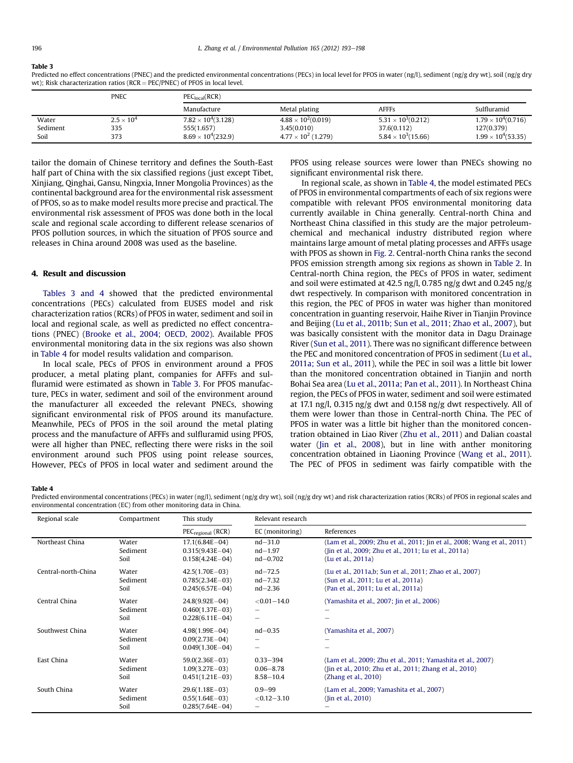**Table 3**

Predicted no effect concentrations (PNEC) and the predicted environmental concentrations (PECs) in local level for PFOS in water (ng/l), sediment (ng/g dry wt), soil (ng/g dry wt); Risk characterization ratios (RCR = PEC/PNEC) of PFOS in local level.

| | PNEC | $PEC_{local}$(RCR) | | | |
|---|---|---|---|---|---|
| | | Manufacture | Metal plating | AFFFs | Sulfluramid |
| Water | $2.5 \times 10^4$ | $7.82 \times 10^4$(3.128) | $4.88 \times 10^2$(0.019) | $5.31 \times 10^3$(0.212) | $1.79 \times 10^4$(0.716) |
| Sediment | 335 | 555(1.657) | 3.45(0.010) | 37.6(0.112) | 127(0.379) |
| Soil | 373 | $8.69 \times 10^4$(232.9) | $4.77 \times 10^2$ (1.279) | $5.84 \times 10^3$(15.66) | $1.99 \times 10^4$(53.35) |

tailor the domain of Chinese territory and defines the South-East half part of China with the six classified regions (just except Tibet, Xinjiang, Qinghai, Gansu, Ningxia, Inner Mongolia Provinces) as the continental background area for the environmental risk assessment of PFOS, so as to make model results more precise and practical. The environmental risk assessment of PFOS was done both in the local scale and regional scale according to different release scenarios of PFOS pollution sources, in which the situation of PFOS source and releases in China around 2008 was used as the baseline.

## 4. Result and discussion

Tables 3 and 4 showed that the predicted environmental concentrations (PECs) calculated from EUSES model and risk characterization ratios (RCRs) of PFOS in water, sediment and soil in local and regional scale, as well as predicted no effect concentrations (PNEC) (Brooke et al., 2004; OECD, 2002). Available PFOS environmental monitoring data in the six regions was also shown in Table 4 for model results validation and comparison.

In local scale, PECs of PFOS in environment around a PFOS producer, a metal plating plant, companies for AFFFs and sulfluramid were estimated as shown in Table 3. For PFOS manufacture, PECs in water, sediment and soil of the environment around the manufacturer all exceeded the relevant PNECs, showing significant environmental risk of PFOS around its manufacture. Meanwhile, PECs of PFOS in the soil around the metal plating process and the manufacture of AFFFs and sulfluramid using PFOS, were all higher than PNEC, reflecting there were risks in the soil environment around such PFOS using point release sources, However, PECs of PFOS in local water and sediment around the PFOS using release sources were lower than PNECs showing no significant environmental risk there.

In regional scale, as shown in Table 4, the model estimated PECs of PFOS in environmental compartments of each of six regions were compatible with relevant PFOS environmental monitoring data currently available in China generally. Central-north China and Northeast China classified in this study are the major petroleum-chemical and mechanical industry distributed region where maintains large amount of metal plating processes and AFFFs usage with PFOS as shown in Fig. 2. Central-north China ranks the second PFOS emission strength among six regions as shown in Table 2. In Central-north China region, the PECs of PFOS in water, sediment and soil were estimated at 42.5 ng/l, 0.785 ng/g dwt and 0.245 ng/g dwt respectively. In comparison with monitored concentration in this region, the PEC of PFOS in water was higher than monitored concentration in guanting reservoir, Haihe River in Tianjin Province and Beijing (Lu et al., 2011b; Sun et al., 2011; Zhao et al., 2007), but was basically consistent with the monitor data in Dagu Drainage River (Sun et al., 2011). There was no significant difference between the PEC and monitored concentration of PFOS in sediment (Lu et al., 2011a; Sun et al., 2011), while the PEC in soil was a little bit lower than the monitored concentration obtained in Tianjin and north Bohai Sea area (Lu et al., 2011a; Pan et al., 2011). In Northeast China region, the PECs of PFOS in water, sediment and soil were estimated at 17.1 ng/l, 0.315 ng/g dwt and 0.158 ng/g dwt respectively. All of them were lower than those in Central-north China. The PEC of PFOS in water was a little bit higher than the monitored concentration obtained in Liao River (Zhu et al., 2011) and Dalian coastal water (Jin et al., 2008), but in line with anther monitoring concentration obtained in Liaoning Province (Wang et al., 2011). The PEC of PFOS in sediment was fairly compatible with the

**Table 4**

Predicted environmental concentrations (PECs) in water (ng/l), sediment (ng/g dry wt), soil (ng/g dry wt) and risk characterization ratios (RCRs) of PFOS in regional scales and environmental concentration (EC) from other monitoring data in China.

| Regional scale | Compartment | This study | Relevant research | |
|---|---|---|---|---|
| | | $PEC_{regional}$ (RCR) | EC (monitoring) | References |
| Northeast China | Water | 17.1(6.84E−04) | nd−31.0 | (Lam et al., 2009; Zhu et al., 2011; Jin et al., 2008; Wang et al., 2011) |
| | Sediment | 0.315(9.43E−04) | nd−1.97 | (Jin et al., 2009; Zhu et al., 2011; Lu et al., 2011a) |
| | Soil | 0.158(4.24E−04) | nd−0.702 | (Lu et al., 2011a) |
| Central-north-China | Water | 42.5(1.70E−03) | nd−72.5 | (Lu et al., 2011a,b; Sun et al., 2011; Zhao et al., 2007) |
| | Sediment | 0.785(2.34E−03) | nd−7.32 | (Sun et al., 2011; Lu et al., 2011a) |
| | Soil | 0.245(6.57E−04) | nd−2.36 | (Pan et al., 2011; Lu et al., 2011a) |
| Central China | Water | 24.8(9.92E−04) | <0.01−14.0 | (Yamashita et al., 2007; Jin et al., 2006) |
| | Sediment | 0.460(1.37E−03) | − | − |
| | Soil | 0.228(6.11E−04) | − | − |
| Southwest China | Water | 4.98(1.99E−04) | nd−0.35 | (Yamashita et al., 2007) |
| | Sediment | 0.09(2.73E−04) | − | − |
| | Soil | 0.049(1.30E−04) | − | − |
| East China | Water | 59.0(2.36E−03) | 0.33−394 | (Lam et al., 2009; Zhu et al., 2011; Yamashita et al., 2007) |
| | Sediment | 1.09(3.27E−03) | 0.06−8.78 | (Jin et al., 2010; Zhu et al., 2011; Zhang et al., 2010) |
| | Soil | 0.451(1.21E−03) | 8.58−10.4 | (Zhang et al., 2010) |
| South China | Water | 29.6(1.18E−03) | 0.9−99 | (Lam et al., 2009; Yamashita et al., 2007) |
| | Sediment | 0.55(1.64E−03) | <0.12−3.10 | (Jin et al., 2010) |
| | Soil | 0.285(7.64E−04) | − | − |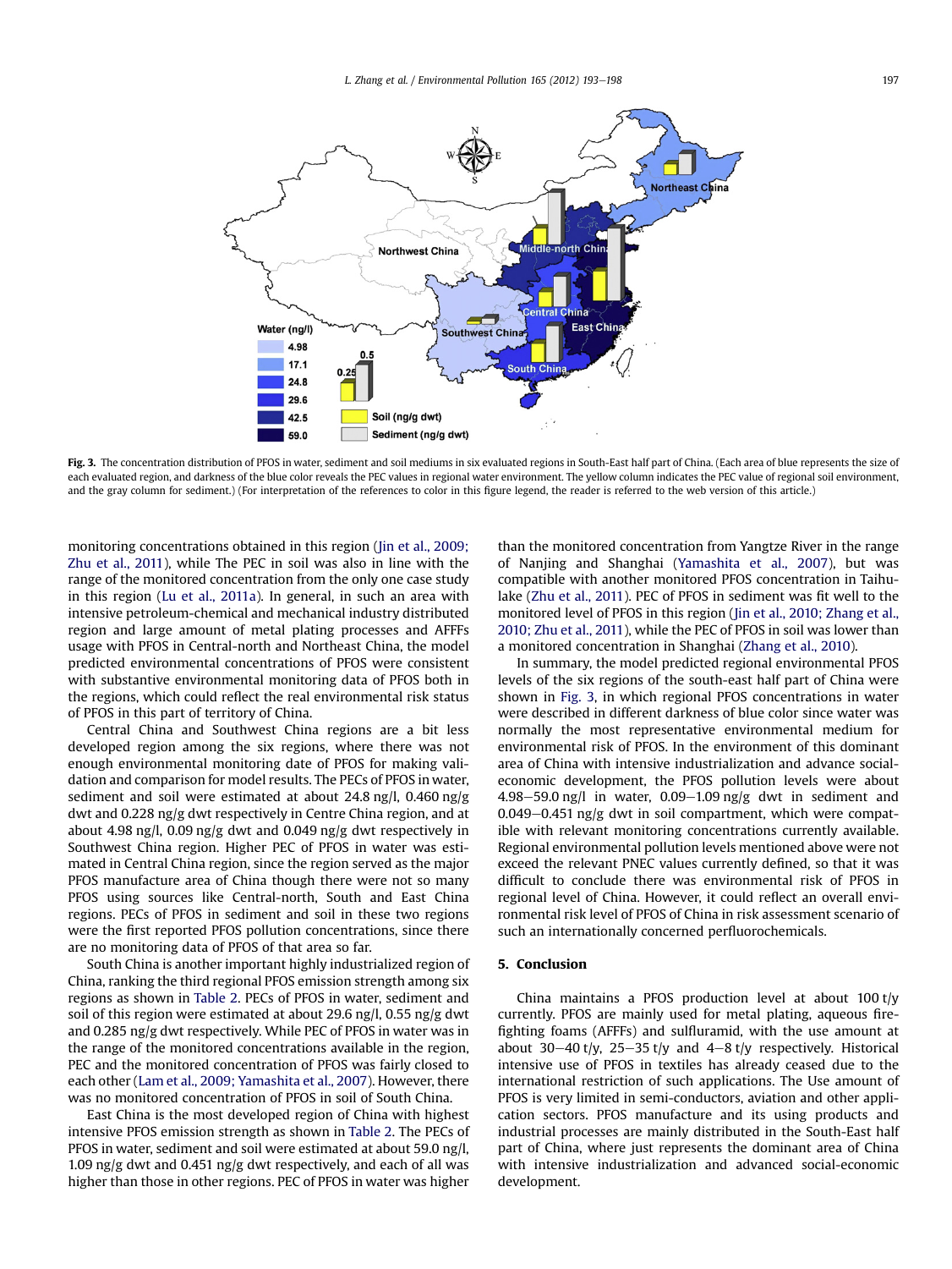**Fig. 3.** The concentration distribution of PFOS in water, sediment and soil mediums in six evaluated regions in South-East half part of China. (Each area of blue represents the size of each evaluated region, and darkness of the blue color reveals the PEC values in regional water environment. The yellow column indicates the PEC value of regional soil environment, and the gray column for sediment.) (For interpretation of the references to color in this figure legend, the reader is referred to the web version of this article.)

monitoring concentrations obtained in this region (Jin et al., 2009; Zhu et al., 2011), while The PEC in soil was also in line with the range of the monitored concentration from the only one case study in this region (Lu et al., 2011a). In general, in such an area with intensive petroleum-chemical and mechanical industry distributed region and large amount of metal plating processes and AFFFs usage with PFOS in Central-north and Northeast China, the model predicted environmental concentrations of PFOS were consistent with substantive environmental monitoring data of PFOS both in the regions, which could reflect the real environmental risk status of PFOS in this part of territory of China.

Central China and Southwest China regions are a bit less developed region among the six regions, where there was not enough environmental monitoring date of PFOS for making validation and comparison for model results. The PECs of PFOS in water, sediment and soil were estimated at about 24.8 ng/l, 0.460 ng/g dwt and 0.228 ng/g dwt respectively in Centre China region, and at about 4.98 ng/l, 0.09 ng/g dwt and 0.049 ng/g dwt respectively in Southwest China region. Higher PEC of PFOS in water was estimated in Central China region, since the region served as the major PFOS manufacture area of China though there were not so many PFOS using sources like Central-north, South and East China regions. PECs of PFOS in sediment and soil in these two regions were the first reported PFOS pollution concentrations, since there are no monitoring data of PFOS of that area so far.

South China is another important highly industrialized region of China, ranking the third regional PFOS emission strength among six regions as shown in Table 2. PECs of PFOS in water, sediment and soil of this region were estimated at about 29.6 ng/l, 0.55 ng/g dwt and 0.285 ng/g dwt respectively. While PEC of PFOS in water was in the range of the monitored concentrations available in the region, PEC and the monitored concentration of PFOS was fairly closed to each other (Lam et al., 2009; Yamashita et al., 2007). However, there was no monitored concentration of PFOS in soil of South China.

East China is the most developed region of China with highest intensive PFOS emission strength as shown in Table 2. The PECs of PFOS in water, sediment and soil were estimated at about 59.0 ng/l, 1.09 ng/g dwt and 0.451 ng/g dwt respectively, and each of all was higher than those in other regions. PEC of PFOS in water was higher than the monitored concentration from Yangtze River in the range of Nanjing and Shanghai (Yamashita et al., 2007), but was compatible with another monitored PFOS concentration in Taihu-lake (Zhu et al., 2011). PEC of PFOS in sediment was fit well to the monitored level of PFOS in this region (Jin et al., 2010; Zhang et al., 2010; Zhu et al., 2011), while the PEC of PFOS in soil was lower than a monitored concentration in Shanghai (Zhang et al., 2010).

In summary, the model predicted regional environmental PFOS levels of the six regions of the south-east half part of China were shown in Fig. 3, in which regional PFOS concentrations in water were described in different darkness of blue color since water was normally the most representative environmental medium for environmental risk of PFOS. In the environment of this dominant area of China with intensive industrialization and advance social-economic development, the PFOS pollution levels were about 4.98–59.0 ng/l in water, 0.09–1.09 ng/g dwt in sediment and 0.049–0.451 ng/g dwt in soil compartment, which were compatible with relevant monitoring concentrations currently available. Regional environmental pollution levels mentioned above were not exceed the relevant PNEC values currently defined, so that it was difficult to conclude there was environmental risk of PFOS in regional level of China. However, it could reflect an overall environmental risk level of PFOS of China in risk assessment scenario of such an internationally concerned perfluorochemicals.

## 5. Conclusion

China maintains a PFOS production level at about 100 t/y currently. PFOS are mainly used for metal plating, aqueous fire-fighting foams (AFFFs) and sulfluramid, with the use amount at about 30–40 t/y, 25–35 t/y and 4–8 t/y respectively. Historical intensive use of PFOS in textiles has already ceased due to the international restriction of such applications. The Use amount of PFOS is very limited in semi-conductors, aviation and other application sectors. PFOS manufacture and its using products and industrial processes are mainly distributed in the South-East half part of China, where just represents the dominant area of China with intensive industrialization and advanced social-economic development.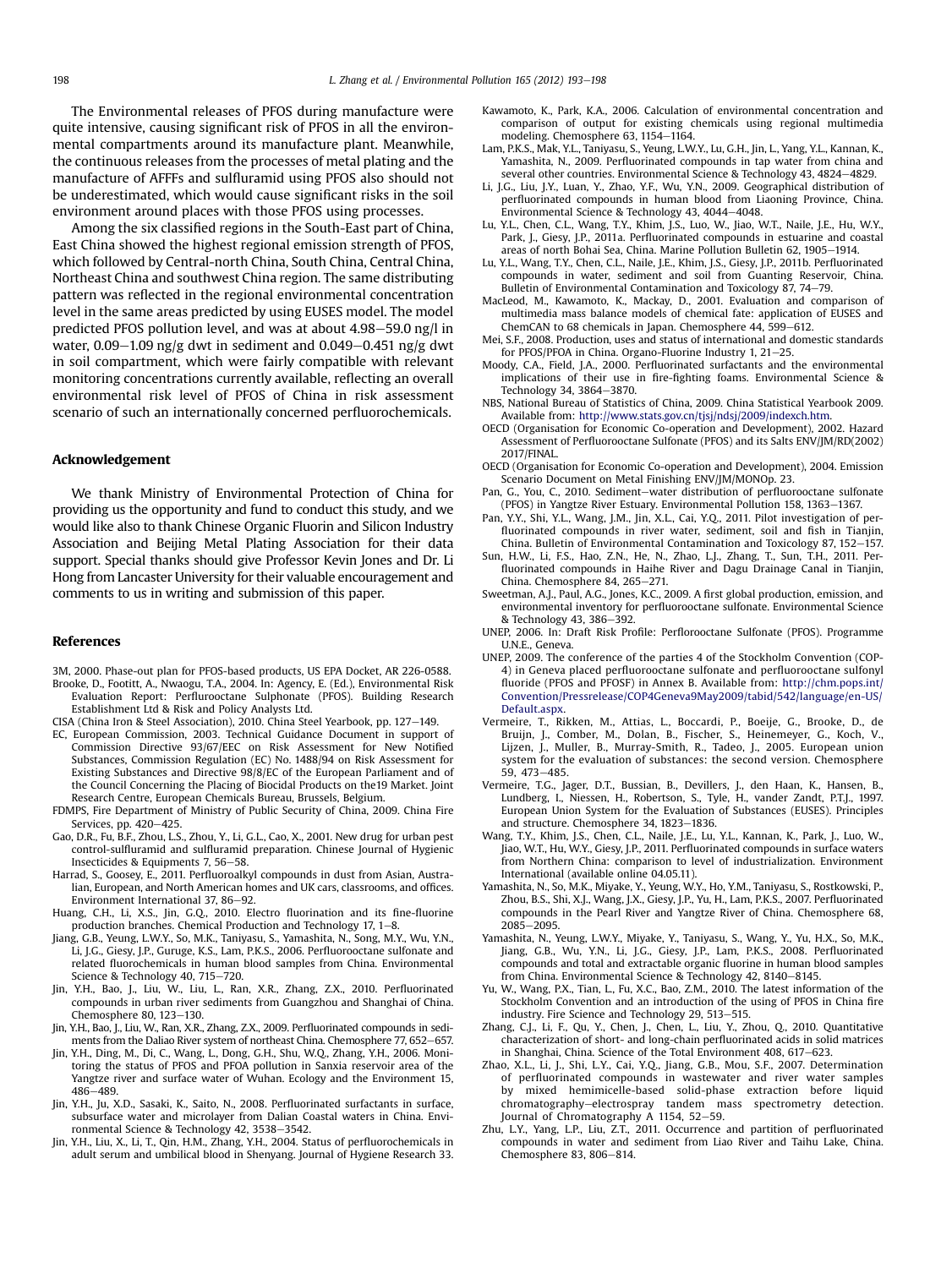The Environmental releases of PFOS during manufacture were quite intensive, causing significant risk of PFOS in all the environmental compartments around its manufacture plant. Meanwhile, the continuous releases from the processes of metal plating and the manufacture of AFFFs and sulfluramid using PFOS also should not be underestimated, which would cause significant risks in the soil environment around places with those PFOS using processes.

Among the six classified regions in the South-East part of China, East China showed the highest regional emission strength of PFOS, which followed by Central-north China, South China, Central China, Northeast China and southwest China region. The same distributing pattern was reflected in the regional environmental concentration level in the same areas predicted by using EUSES model. The model predicted PFOS pollution level, and was at about 4.98–59.0 ng/l in water, 0.09–1.09 ng/g dwt in sediment and 0.049–0.451 ng/g dwt in soil compartment, which were fairly compatible with relevant monitoring concentrations currently available, reflecting an overall environmental risk level of PFOS of China in risk assessment scenario of such an internationally concerned perfluorochemicals.

## Acknowledgement

We thank Ministry of Environmental Protection of China for providing us the opportunity and fund to conduct this study, and we would like also to thank Chinese Organic Fluorin and Silicon Industry Association and Beijing Metal Plating Association for their data support. Special thanks should give Professor Kevin Jones and Dr. Li Hong from Lancaster University for their valuable encouragement and comments to us in writing and submission of this paper.

## References

3M, 2000. Phase-out plan for PFOS-based products, US EPA Docket, AR 226-0588.

Brooke, D., Footitt, A., Nwaogu, T.A., 2004. In: Agency, E. (Ed.), Environmental Risk Evaluation Report: Perfluorooctane Sulphonate (PFOS). Building Research Establishment Ltd & Risk and Policy Analysts Ltd.

CISA (China Iron & Steel Association), 2010. China Steel Yearbook, pp. 127–149.

EC, European Commission, 2003. Technical Guidance Document in support of Commission Directive 93/67/EEC on Risk Assessment for New Notified Substances, Commission Regulation (EC) No. 1488/94 on Risk Assessment for Existing Substances and Directive 98/8/EC of the European Parliament and of the Council Concerning the Placing of Biocidal Products on the19 Market. Joint Research Centre, European Chemicals Bureau, Brussels, Belgium.

FDMPS, Fire Department of Ministry of Public Security of China, 2009. China Fire Services, pp. 420–425.

Gao, D.R., Fu, B.F., Zhou, L.S., Zhou, Y., Li, G.L., Cao, X., 2001. New drug for urban pest control-sulfluramid and sulfluramid preparation. Chinese Journal of Hygienic Insecticides & Equipments 7, 56–58.

Harrad, S., Goosey, E., 2011. Perfluoroalkyl compounds in dust from Asian, Australian, European, and North American homes and UK cars, classrooms, and offices. Environment International 37, 86–92.

Huang, C.H., Li, X.S., Jin, G.Q., 2010. Electro fluorination and its fine-fluorine production branches. Chemical Production and Technology 17, 1–8.

Jiang, G.B., Yeung, L.W.Y., So, M.K., Taniyasu, S., Yamashita, N., Song, M.Y., Wu, Y.N., Li, J.G., Giesy, J.P., Guruge, K.S., Lam, P.K.S., 2006. Perfluorooctane sulfonate and related fluorochemicals in human blood samples from China. Environmental Science & Technology 40, 715–720.

Jin, Y.H., Bao, J., Liu, W., Liu, L., Ran, X.R., Zhang, Z.X., 2010. Perfluorinated compounds in urban river sediments from Guangzhou and Shanghai of China. Chemosphere 80, 123–130.

Jin, Y.H., Bao, J., Liu, W., Ran, X.R., Zhang, Z.X., 2009. Perfluorinated compounds in sediments from the Daliao River system of northeast China. Chemosphere 77, 652–657.

Jin, Y.H., Ding, M., Di, C., Wang, L., Dong, G.H., Shu, W.Q., Zhang, Y.H., 2006. Monitoring the status of PFOS and PFOA pollution in Sanxia reservoir area of the Yangtze river and surface water of Wuhan. Ecology and the Environment 15, 486–489.

Jin, Y.H., Ju, X.D., Sasaki, K., Saito, N., 2008. Perfluorinated surfactants in surface, subsurface water and microlayer from Dalian Coastal waters in China. Environmental Science & Technology 42, 3538–3542.

Jin, Y.H., Liu, X., Li, T., Qin, H.M., Zhang, Y.H., 2004. Status of perfluorochemicals in adult serum and umbilical blood in Shenyang. Journal of Hygiene Research 33.

Kawamoto, K., Park, K.A., 2006. Calculation of environmental concentration and comparison of output for existing chemicals using regional multimedia modeling. Chemosphere 63, 1154–1164.

Lam, P.K.S., Mak, Y.L., Taniyasu, S., Yeung, L.W.Y., Lu, G.H., Jin, L., Yang, Y.L., Kannan, K., Yamashita, N., 2009. Perfluorinated compounds in tap water from china and several other countries. Environmental Science & Technology 43, 4824–4829.

Li, J.G., Liu, J.Y., Luan, Y., Zhao, Y.F., Wu, Y.N., 2009. Geographical distribution of perfluorinated compounds in human blood from Liaoning Province, China. Environmental Science & Technology 43, 4044–4048.

Lu, Y.L., Chen, C.L., Wang, T.Y., Khim, J.S., Luo, W., Jiao, W.T., Naile, J.E., Hu, W.Y., Park, J., Giesy, J.P., 2011a. Perfluorinated compounds in estuarine and coastal areas of north Bohai Sea, China. Marine Pollution Bulletin 62, 1905–1914.

Lu, Y.L., Wang, T.Y., Chen, C.L., Naile, J.E., Khim, J.S., Giesy, J.P., 2011b. Perfluorinated compounds in water, sediment and soil from Guanting Reservoir, China. Bulletin of Environmental Contamination and Toxicology 87, 74–79.

MacLeod, M., Kawamoto, K., Mackay, D., 2001. Evaluation and comparison of multimedia mass balance models of chemical fate: application of EUSES and ChemCAN to 68 chemicals in Japan. Chemosphere 44, 599–612.

Mei, S.F., 2008. Production, uses and status of international and domestic standards for PFOS/PFOA in China. Organo-Fluorine Industry 1, 21–25.

Moody, C.A., Field, J.A., 2000. Perfluorinated surfactants and the environmental implications of their use in fire-fighting foams. Environmental Science & Technology 34, 3864–3870.

NBS, National Bureau of Statistics of China, 2009. China Statistical Yearbook 2009. Available from: http://www.stats.gov.cn/tjsj/ndsj/2009/indexch.htm.

OECD (Organisation for Economic Co-operation and Development), 2002. Hazard Assessment of Perfluorooctane Sulfonate (PFOS) and its Salts ENV/JM/RD(2002) 2017/FINAL.

OECD (Organisation for Economic Co-operation and Development), 2004. Emission Scenario Document on Metal Finishing ENV/JM/MONOp. 23.

Pan, G., You, C., 2010. Sediment–water distribution of perfluorooctane sulfonate (PFOS) in Yangtze River Estuary. Environmental Pollution 158, 1363–1367.

Pan, Y.Y., Shi, Y.L., Wang, J.M., Jin, X.L., Cai, Y.Q., 2011. Pilot investigation of perfluorinated compounds in river water, sediment, soil and fish in Tianjin, China. Bulletin of Environmental Contamination and Toxicology 87, 152–157.

Sun, H.W., Li, F.S., Hao, Z.N., He, N., Zhao, L.J., Zhang, T., Sun, T.H., 2011. Perfluorinated compounds in Haihe River and Dagu Drainage Canal in Tianjin, China. Chemosphere 84, 265–271.

Sweetman, A.J., Paul, A.G., Jones, K.C., 2009. A first global production, emission, and environmental inventory for perfluorooctane sulfonate. Environmental Science & Technology 43, 386–392.

UNEP, 2006. In: Draft Risk Profile: Perflorooctane Sulfonate (PFOS). Programme U.N.E., Geneva.

UNEP, 2009. The conference of the parties 4 of the Stockholm Convention (COP-4) in Geneva placed perfluorooctane sulfonate and perfluorooctane sulfonyl fluoride (PFOS and PFOSF) in Annex B. Available from: http://chm.pops.int/Convention/Pressrelease/COP4Geneva9May2009/tabid/542/language/en-US/Default.aspx.

Vermeire, T., Rikken, M., Attias, L., Boccardi, P., Boeije, G., Brooke, D., de Bruijn, J., Comber, M., Dolan, B., Fischer, S., Heinemeyer, G., Koch, V., Lijzen, J., Muller, B., Murray-Smith, R., Tadeo, J., 2005. European union system for the evaluation of substances: the second version. Chemosphere 59, 473–485.

Vermeire, T.G., Jager, D.T., Bussian, B., Devillers, J., den Haan, K., Hansen, B., Lundberg, I., Niessen, H., Robertson, S., Tyle, H., vander Zandt, P.T.J., 1997. European Union System for the Evaluation of Substances (EUSES). Principles and structure. Chemosphere 34, 1823–1836.

Wang, T.Y., Khim, J.S., Chen, C.L., Naile, J.E., Lu, Y.L., Kannan, K., Park, J., Luo, W., Jiao, W.T., Hu, W.Y., Giesy, J.P., 2011. Perfluorinated compounds in surface waters from Northern China: comparison to level of industrialization. Environment International (available online 04.05.11).

Yamashita, N., So, M.K., Miyake, Y., Yeung, W.Y., Ho, Y.M., Taniyasu, S., Rostkowski, P., Zhou, B.S., Shi, X.J., Wang, J.X., Giesy, J.P., Yu, H., Lam, P.K.S., 2007. Perfluorinated compounds in the Pearl River and Yangtze River of China. Chemosphere 68, 2085–2095.

Yamashita, N., Yeung, L.W.Y., Miyake, Y., Taniyasu, S., Wang, Y., Yu, H.X., So, M.K., Jiang, G.B., Wu, Y.N., Li, J.G., Giesy, J.P., Lam, P.K.S., 2008. Perfluorinated compounds and total and extractable organic fluorine in human blood samples from China. Environmental Science & Technology 42, 8140–8145.

Yu, W., Wang, P.X., Tian, L., Fu, X.C., Bao, Z.M., 2010. The latest information of the Stockholm Convention and an introduction of the using of PFOS in China fire industry. Fire Science and Technology 29, 513–515.

Zhang, C.J., Li, F., Qu, Y., Chen, J., Chen, L., Liu, Y., Zhou, Q., 2010. Quantitative characterization of short- and long-chain perfluorinated acids in solid matrices in Shanghai, China. Science of the Total Environment 408, 617–623.

Zhao, X.L., Li, J., Shi, L.Y., Cai, Y.Q., Jiang, G.B., Mou, S.F., 2007. Determination of perfluorinated compounds in wastewater and river water samples by mixed hemimicelle-based solid-phase extraction before liquid chromatography–electrospray tandem mass spectrometry detection. Journal of Chromatography A 1154, 52–59.

Zhu, L.Y., Yang, L.P., Liu, Z.T., 2011. Occurrence and partition of perfluorinated compounds in water and sediment from Liao River and Taihu Lake, China. Chemosphere 83, 806–814.